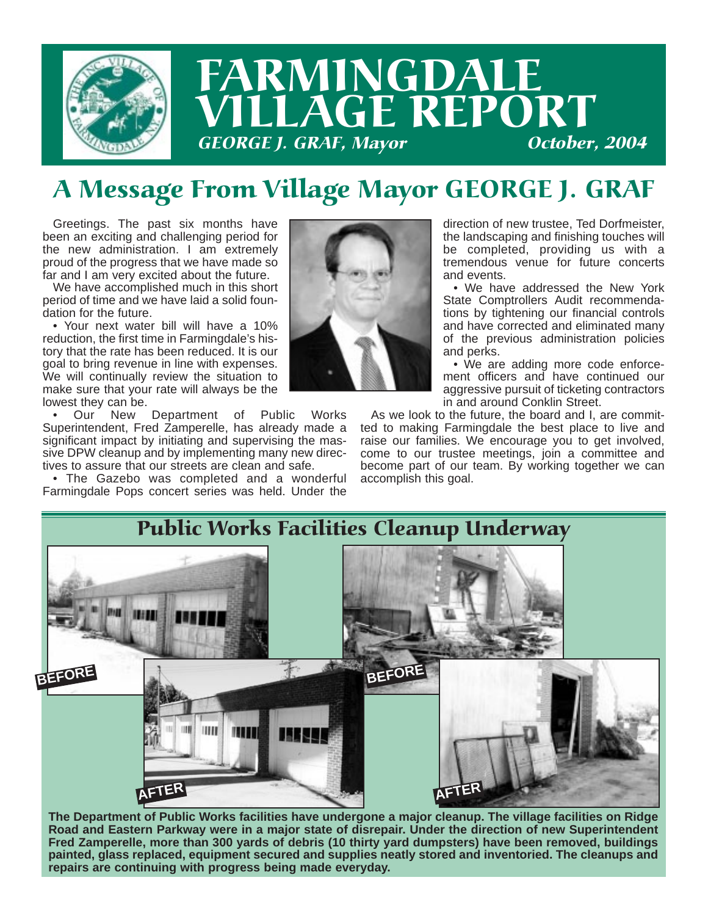# FARMINGDALE VILLAGE REPORT

*GEORGE J. GRAF, Mayor* *October, 2004*

## A Message From Village Mayor GEORGE J. GRAF

Greetings. The past six months have been an exciting and challenging period for the new administration. I am extremely proud of the progress that we have made so far and I am very excited about the future.

We have accomplished much in this short period of time and we have laid a solid foundation for the future.

- Your next water bill will have a 10% reduction, the first time in Farmingdale's history that the rate has been reduced. It is our goal to bring revenue in line with expenses. We will continually review the situation to make sure that your rate will always be the lowest they can be.
- Our New Department of Public Works Superintendent, Fred Zamperelle, has already made a significant impact by initiating and supervising the massive DPW cleanup and by implementing many new directives to assure that our streets are clean and safe.
- The Gazebo was completed and a wonderful Farmingdale Pops concert series was held. Under the direction of new trustee, Ted Dorfmeister, the landscaping and finishing touches will be completed, providing us with a tremendous venue for future concerts and events.
- We have addressed the New York State Comptrollers Audit recommendations by tightening our financial controls and have corrected and eliminated many of the previous administration policies and perks.
- We are adding more code enforcement officers and have continued our aggressive pursuit of ticketing contractors in and around Conklin Street.

As we look to the future, the board and I, are committed to making Farmingdale the best place to live and raise our families. We encourage you to get involved, come to our trustee meetings, join a committee and become part of our team. By working together we can accomplish this goal.

## Public Works Facilities Cleanup Underway

BEFORE

AFTER

BEFORE

AFTER

**The Department of Public Works facilities have undergone a major cleanup. The village facilities on Ridge Road and Eastern Parkway were in a major state of disrepair. Under the direction of new Superintendent Fred Zamperelle, more than 300 yards of debris (10 thirty yard dumpsters) have been removed, buildings painted, glass replaced, equipment secured and supplies neatly stored and inventoried. The cleanups and repairs are continuing with progress being made everyday.**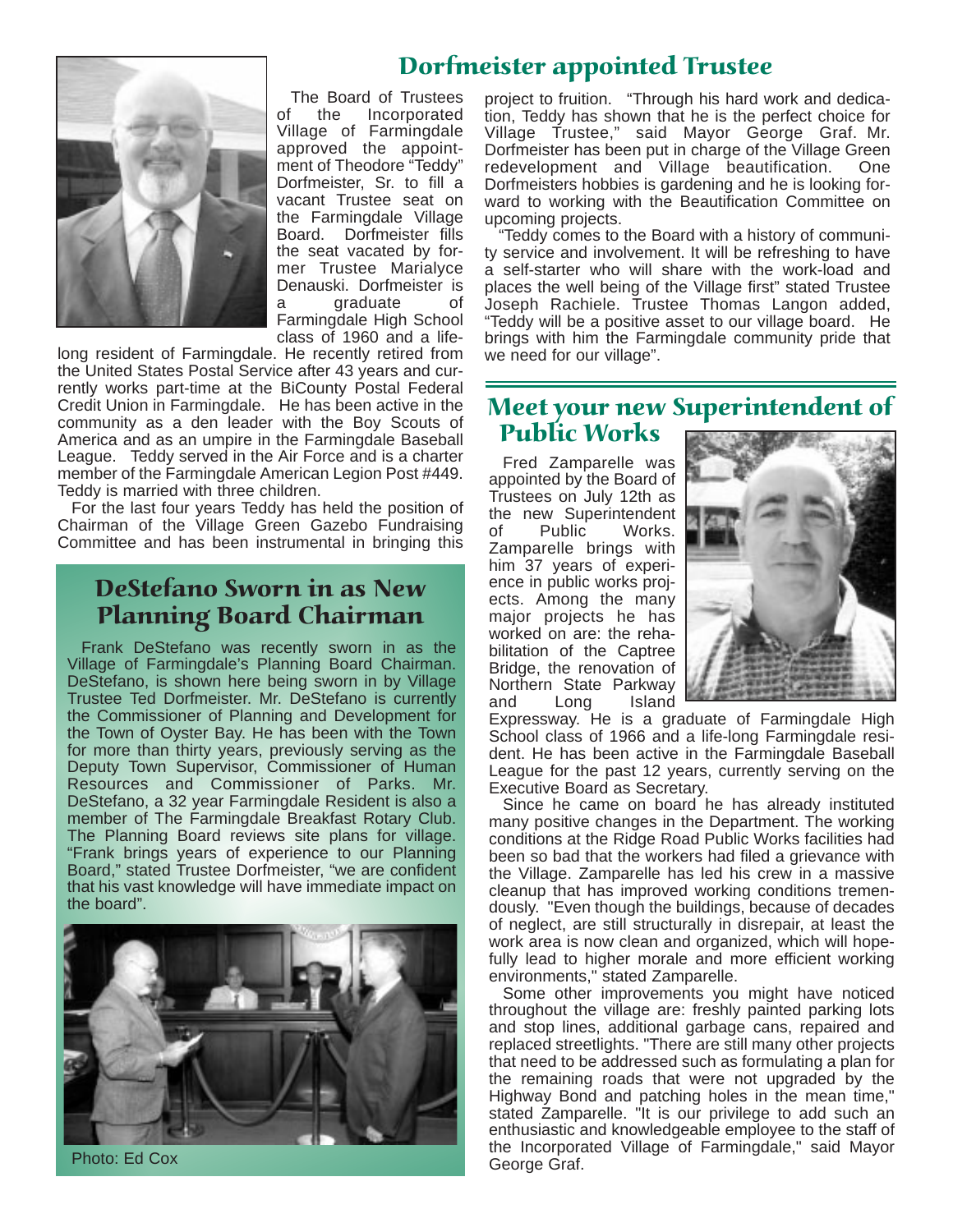## Dorfmeister appointed Trustee

The Board of Trustees of the Incorporated Village of Farmingdale approved the appointment of Theodore "Teddy" Dorfmeister, Sr. to fill a vacant Trustee seat on the Farmingdale Village Board. Dorfmeister fills the seat vacated by former Trustee Marialyce Denauski. Dorfmeister is a graduate of Farmingdale High School class of 1960 and a life-long resident of Farmingdale. He recently retired from the United States Postal Service after 43 years and currently works part-time at the BiCounty Postal Federal Credit Union in Farmingdale. He has been active in the community as a den leader with the Boy Scouts of America and as an umpire in the Farmingdale Baseball League. Teddy served in the Air Force and is a charter member of the Farmingdale American Legion Post #449. Teddy is married with three children.

For the last four years Teddy has held the position of Chairman of the Village Green Gazebo Fundraising Committee and has been instrumental in bringing this project to fruition. "Through his hard work and dedication, Teddy has shown that he is the perfect choice for Village Trustee," said Mayor George Graf. Mr. Dorfmeister has been put in charge of the Village Green redevelopment and Village beautification. One Dorfmeisters hobbies is gardening and he is looking forward to working with the Beautification Committee on upcoming projects.

"Teddy comes to the Board with a history of community service and involvement. It will be refreshing to have a self-starter who will share with the work-load and places the well being of the Village first" stated Trustee Joseph Rachiele. Trustee Thomas Langon added, "Teddy will be a positive asset to our village board. He brings with him the Farmingdale community pride that we need for our village".

## DeStefano Sworn in as New Planning Board Chairman

Frank DeStefano was recently sworn in as the Village of Farmingdale's Planning Board Chairman. DeStefano, is shown here being sworn in by Village Trustee Ted Dorfmeister. Mr. DeStefano is currently the Commissioner of Planning and Development for the Town of Oyster Bay. He has been with the Town for more than thirty years, previously serving as the Deputy Town Supervisor, Commissioner of Human Resources and Commissioner of Parks. Mr. DeStefano, a 32 year Farmingdale Resident is also a member of The Farmingdale Breakfast Rotary Club. The Planning Board reviews site plans for village. "Frank brings years of experience to our Planning Board," stated Trustee Dorfmeister, "we are confident that his vast knowledge will have immediate impact on the board".

Photo: Ed Cox

## Meet your new Superintendent of Public Works

Fred Zamparelle was appointed by the Board of Trustees on July 12th as the new Superintendent of Public Works. Zamparelle brings with him 37 years of experience in public works projects. Among the many major projects he has worked on are: the rehabilitation of the Captree Bridge, the renovation of Northern State Parkway and Long Island Expressway. He is a graduate of Farmingdale High School class of 1966 and a life-long Farmingdale resident. He has been active in the Farmingdale Baseball League for the past 12 years, currently serving on the Executive Board as Secretary.

Since he came on board he has already instituted many positive changes in the Department. The working conditions at the Ridge Road Public Works facilities had been so bad that the workers had filed a grievance with the Village. Zamparelle has led his crew in a massive cleanup that has improved working conditions tremendously. "Even though the buildings, because of decades of neglect, are still structurally in disrepair, at least the work area is now clean and organized, which will hopefully lead to higher morale and more efficient working environments," stated Zamparelle.

Some other improvements you might have noticed throughout the village are: freshly painted parking lots and stop lines, additional garbage cans, repaired and replaced streetlights. "There are still many other projects that need to be addressed such as formulating a plan for the remaining roads that were not upgraded by the Highway Bond and patching holes in the mean time," stated Zamparelle. "It is our privilege to add such an enthusiastic and knowledgeable employee to the staff of the Incorporated Village of Farmingdale," said Mayor George Graf.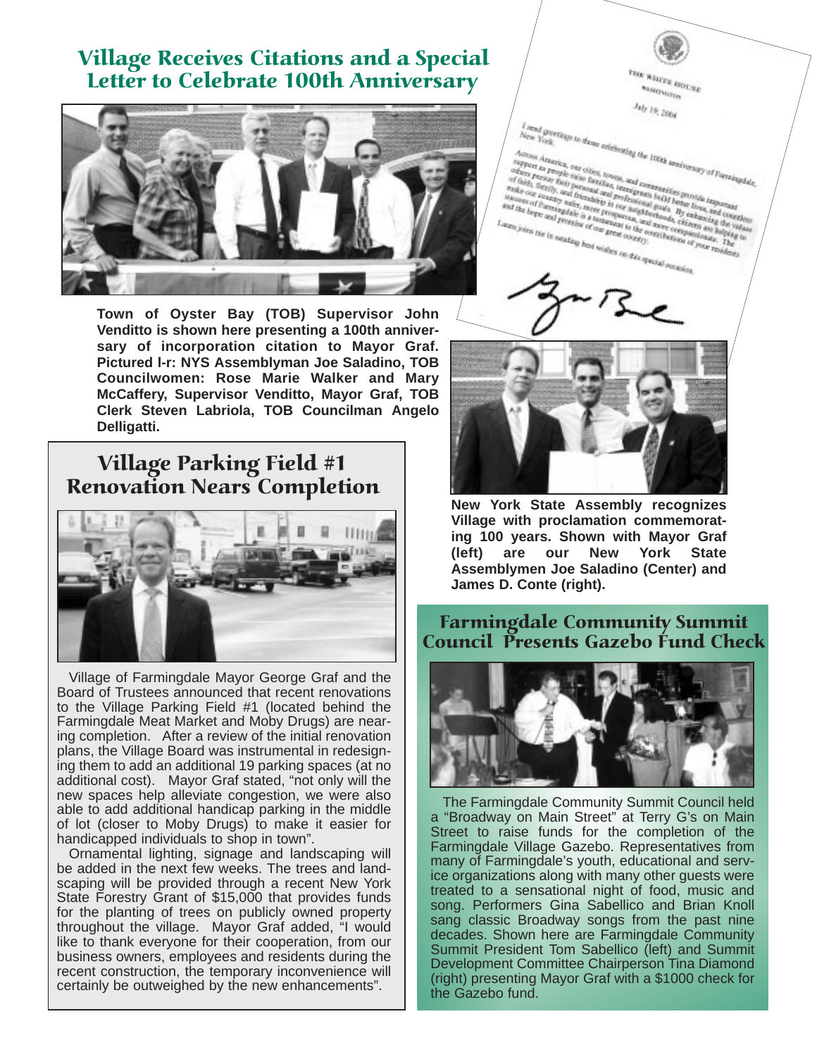## Village Receives Citations and a Special Letter to Celebrate 100th Anniversary

**Town of Oyster Bay (TOB) Supervisor John Venditto is shown here presenting a 100th anniversary of incorporation citation to Mayor Graf. Pictured l-r: NYS Assemblyman Joe Saladino, TOB Councilwomen: Rose Marie Walker and Mary McCaffery, Supervisor Venditto, Mayor Graf, TOB Clerk Steven Labriola, TOB Councilman Angelo Delligatti.**

THE WHITE HOUSE
WASHINGTON

July 19, 2004

I send greetings to those celebrating the 100th anniversary of Farmingdale, New York.

Across America, our cities, towns, and communities provide important support as people raise families, immigrants build better lives, and countless others pursue their personal and professional goals. By enhancing the values of faith, family, and friendship in our neighborhoods, citizens are helping to make our country safer, more prosperous, and more compassionate. The success of Farmingdale is a testament to the contributions of your residents and the hope and promise of our great country.

Laura joins me in sending best wishes on this special occasion.

George Bush

**New York State Assembly recognizes Village with proclamation commemorating 100 years. Shown with Mayor Graf (left) are our New York State Assemblymen Joe Saladino (Center) and James D. Conte (right).**

## Village Parking Field #1 Renovation Nears Completion

Village of Farmingdale Mayor George Graf and the Board of Trustees announced that recent renovations to the Village Parking Field #1 (located behind the Farmingdale Meat Market and Moby Drugs) are nearing completion. After a review of the initial renovation plans, the Village Board was instrumental in redesigning them to add an additional 19 parking spaces (at no additional cost). Mayor Graf stated, "not only will the new spaces help alleviate congestion, we were also able to add additional handicap parking in the middle of lot (closer to Moby Drugs) to make it easier for handicapped individuals to shop in town".

Ornamental lighting, signage and landscaping will be added in the next few weeks. The trees and landscaping will be provided through a recent New York State Forestry Grant of $15,000 that provides funds for the planting of trees on publicly owned property throughout the village. Mayor Graf added, "I would like to thank everyone for their cooperation, from our business owners, employees and residents during the recent construction, the temporary inconvenience will certainly be outweighed by the new enhancements".

## Farmingdale Community Summit Council Presents Gazebo Fund Check

The Farmingdale Community Summit Council held a "Broadway on Main Street" at Terry G's on Main Street to raise funds for the completion of the Farmingdale Village Gazebo. Representatives from many of Farmingdale's youth, educational and service organizations along with many other guests were treated to a sensational night of food, music and song. Performers Gina Sabellico and Brian Knoll sang classic Broadway songs from the past nine decades. Shown here are Farmingdale Community Summit President Tom Sabellico (left) and Summit Development Committee Chairperson Tina Diamond (right) presenting Mayor Graf with a $1000 check for the Gazebo fund.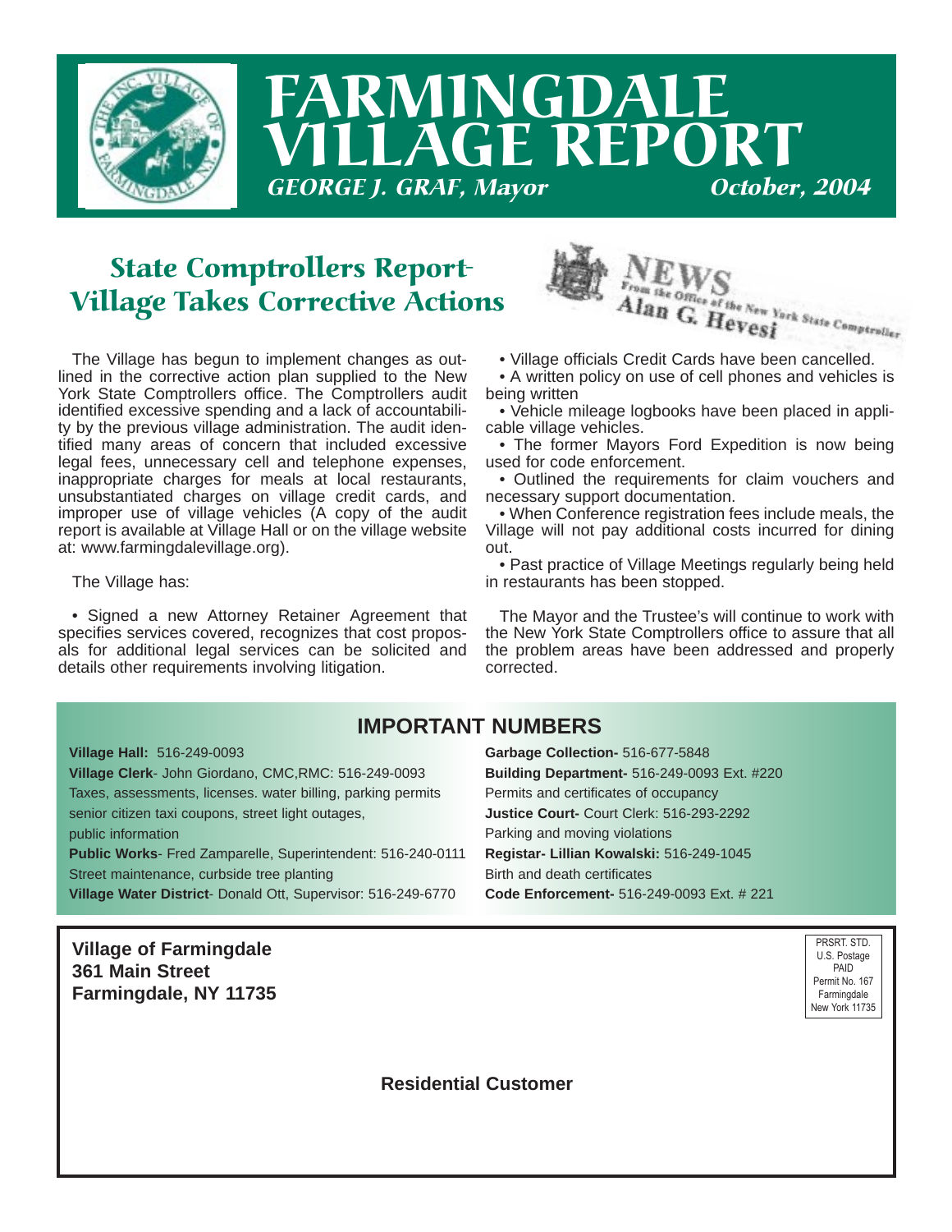# FARMINGDALE VILLAGE REPORT

*GEORGE J. GRAF, Mayor* *October, 2004*

## State Comptrollers Report- Village Takes Corrective Actions

NEWS From the Office of the New York State Comptroller Alan G. Hevesi

The Village has begun to implement changes as outlined in the corrective action plan supplied to the New York State Comptrollers office. The Comptrollers audit identified excessive spending and a lack of accountability by the previous village administration. The audit identified many areas of concern that included excessive legal fees, unnecessary cell and telephone expenses, inappropriate charges for meals at local restaurants, unsubstantiated charges on village credit cards, and improper use of village vehicles (A copy of the audit report is available at Village Hall or on the village website at: www.farmingdalevillage.org).

The Village has:

- Signed a new Attorney Retainer Agreement that specifies services covered, recognizes that cost proposals for additional legal services can be solicited and details other requirements involving litigation.
- Village officials Credit Cards have been cancelled.
- A written policy on use of cell phones and vehicles is being written
- Vehicle mileage logbooks have been placed in applicable village vehicles.
- The former Mayors Ford Expedition is now being used for code enforcement.
- Outlined the requirements for claim vouchers and necessary support documentation.
- When Conference registration fees include meals, the Village will not pay additional costs incurred for dining out.
- Past practice of Village Meetings regularly being held in restaurants has been stopped.

The Mayor and the Trustee's will continue to work with the New York State Comptrollers office to assure that all the problem areas have been addressed and properly corrected.

## IMPORTANT NUMBERS

**Village Hall:** 516-249-0093

**Village Clerk**- John Giordano, CMC,RMC: 516-249-0093
Taxes, assessments, licenses. water billing, parking permits
senior citizen taxi coupons, street light outages,
public information

**Public Works**- Fred Zamparelle, Superintendent: 516-240-0111
Street maintenance, curbside tree planting

**Village Water District**- Donald Ott, Supervisor: 516-249-6770

**Garbage Collection-** 516-677-5848

**Building Department-** 516-249-0093 Ext. #220
Permits and certificates of occupancy

**Justice Court-** Court Clerk: 516-293-2292
Parking and moving violations

**Registar- Lillian Kowalski:** 516-249-1045
Birth and death certificates

**Code Enforcement-** 516-249-0093 Ext. # 221

**Village of Farmingdale**
**361 Main Street**
**Farmingdale, NY 11735**

PRSRT. STD.
U.S. Postage
PAID
Permit No. 167
Farmingdale
New York 11735

**Residential Customer**